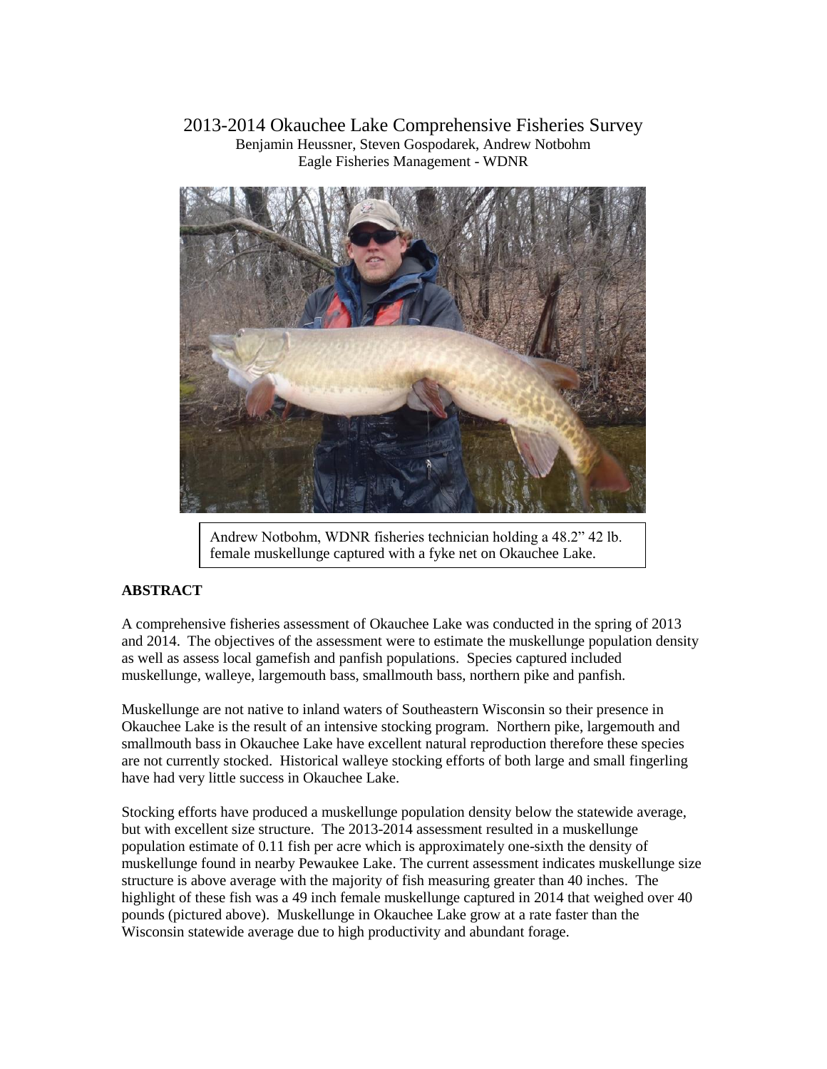# 2013-2014 Okauchee Lake Comprehensive Fisheries Survey

Benjamin Heussner, Steven Gospodarek, Andrew Notbohm
Eagle Fisheries Management - WDNR

Andrew Notbohm, WDNR fisheries technician holding a 48.2" 42 lb. female muskellunge captured with a fyke net on Okauchee Lake.

## ABSTRACT

A comprehensive fisheries assessment of Okauchee Lake was conducted in the spring of 2013 and 2014. The objectives of the assessment were to estimate the muskellunge population density as well as assess local gamefish and panfish populations. Species captured included muskellunge, walleye, largemouth bass, smallmouth bass, northern pike and panfish.

Muskellunge are not native to inland waters of Southeastern Wisconsin so their presence in Okauchee Lake is the result of an intensive stocking program. Northern pike, largemouth and smallmouth bass in Okauchee Lake have excellent natural reproduction therefore these species are not currently stocked. Historical walleye stocking efforts of both large and small fingerling have had very little success in Okauchee Lake.

Stocking efforts have produced a muskellunge population density below the statewide average, but with excellent size structure. The 2013-2014 assessment resulted in a muskellunge population estimate of 0.11 fish per acre which is approximately one-sixth the density of muskellunge found in nearby Pewaukee Lake. The current assessment indicates muskellunge size structure is above average with the majority of fish measuring greater than 40 inches. The highlight of these fish was a 49 inch female muskellunge captured in 2014 that weighed over 40 pounds (pictured above). Muskellunge in Okauchee Lake grow at a rate faster than the Wisconsin statewide average due to high productivity and abundant forage.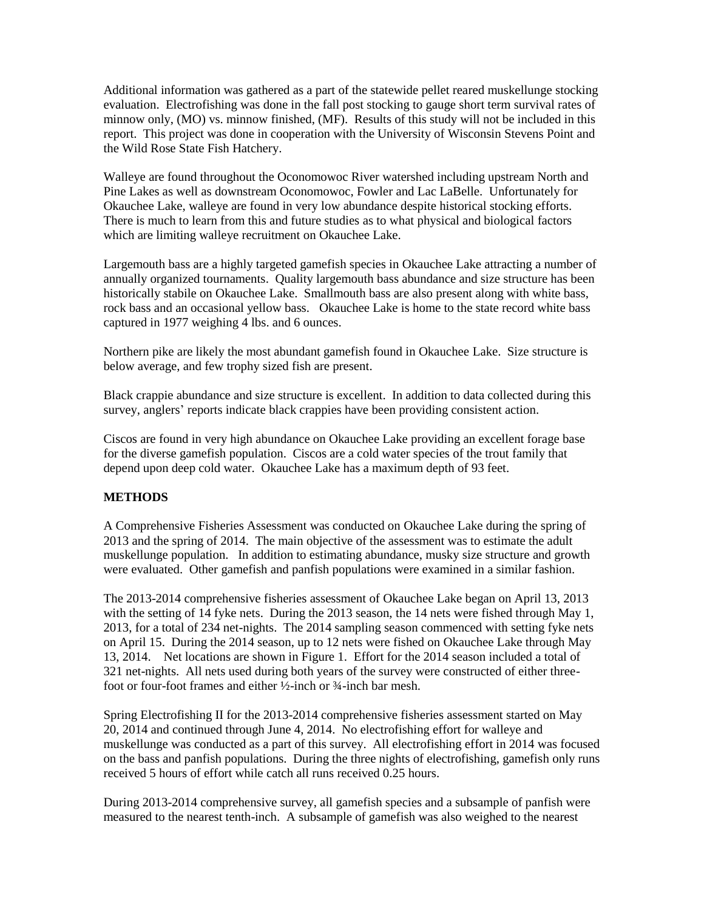Additional information was gathered as a part of the statewide pellet reared muskellunge stocking evaluation. Electrofishing was done in the fall post stocking to gauge short term survival rates of minnow only, (MO) vs. minnow finished, (MF). Results of this study will not be included in this report. This project was done in cooperation with the University of Wisconsin Stevens Point and the Wild Rose State Fish Hatchery.

Walleye are found throughout the Oconomowoc River watershed including upstream North and Pine Lakes as well as downstream Oconomowoc, Fowler and Lac LaBelle. Unfortunately for Okauchee Lake, walleye are found in very low abundance despite historical stocking efforts. There is much to learn from this and future studies as to what physical and biological factors which are limiting walleye recruitment on Okauchee Lake.

Largemouth bass are a highly targeted gamefish species in Okauchee Lake attracting a number of annually organized tournaments. Quality largemouth bass abundance and size structure has been historically stabile on Okauchee Lake. Smallmouth bass are also present along with white bass, rock bass and an occasional yellow bass. Okauchee Lake is home to the state record white bass captured in 1977 weighing 4 lbs. and 6 ounces.

Northern pike are likely the most abundant gamefish found in Okauchee Lake. Size structure is below average, and few trophy sized fish are present.

Black crappie abundance and size structure is excellent. In addition to data collected during this survey, anglers' reports indicate black crappies have been providing consistent action.

Ciscos are found in very high abundance on Okauchee Lake providing an excellent forage base for the diverse gamefish population. Ciscos are a cold water species of the trout family that depend upon deep cold water. Okauchee Lake has a maximum depth of 93 feet.

## METHODS

A Comprehensive Fisheries Assessment was conducted on Okauchee Lake during the spring of 2013 and the spring of 2014. The main objective of the assessment was to estimate the adult muskellunge population. In addition to estimating abundance, musky size structure and growth were evaluated. Other gamefish and panfish populations were examined in a similar fashion.

The 2013-2014 comprehensive fisheries assessment of Okauchee Lake began on April 13, 2013 with the setting of 14 fyke nets. During the 2013 season, the 14 nets were fished through May 1, 2013, for a total of 234 net-nights. The 2014 sampling season commenced with setting fyke nets on April 15. During the 2014 season, up to 12 nets were fished on Okauchee Lake through May 13, 2014. Net locations are shown in Figure 1. Effort for the 2014 season included a total of 321 net-nights. All nets used during both years of the survey were constructed of either three-foot or four-foot frames and either ½-inch or ¾-inch bar mesh.

Spring Electrofishing II for the 2013-2014 comprehensive fisheries assessment started on May 20, 2014 and continued through June 4, 2014. No electrofishing effort for walleye and muskellunge was conducted as a part of this survey. All electrofishing effort in 2014 was focused on the bass and panfish populations. During the three nights of electrofishing, gamefish only runs received 5 hours of effort while catch all runs received 0.25 hours.

During 2013-2014 comprehensive survey, all gamefish species and a subsample of panfish were measured to the nearest tenth-inch. A subsample of gamefish was also weighed to the nearest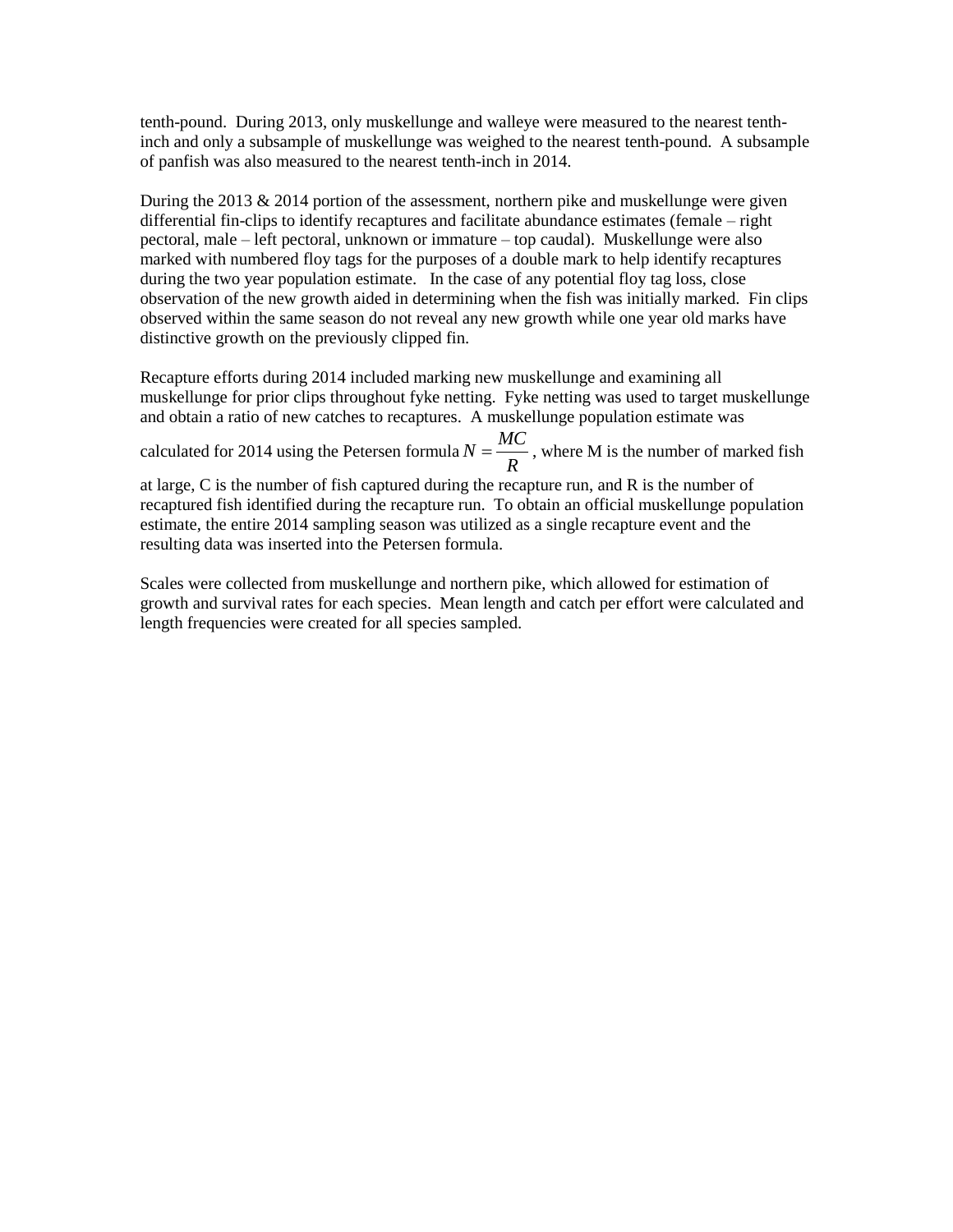tenth-pound. During 2013, only muskellunge and walleye were measured to the nearest tenth-inch and only a subsample of muskellunge was weighed to the nearest tenth-pound. A subsample of panfish was also measured to the nearest tenth-inch in 2014.

During the 2013 & 2014 portion of the assessment, northern pike and muskellunge were given differential fin-clips to identify recaptures and facilitate abundance estimates (female – right pectoral, male – left pectoral, unknown or immature – top caudal). Muskellunge were also marked with numbered floy tags for the purposes of a double mark to help identify recaptures during the two year population estimate. In the case of any potential floy tag loss, close observation of the new growth aided in determining when the fish was initially marked. Fin clips observed within the same season do not reveal any new growth while one year old marks have distinctive growth on the previously clipped fin.

Recapture efforts during 2014 included marking new muskellunge and examining all muskellunge for prior clips throughout fyke netting. Fyke netting was used to target muskellunge and obtain a ratio of new catches to recaptures. A muskellunge population estimate was calculated for 2014 using the Petersen formula $N = \frac{MC}{R}$, where M is the number of marked fish at large, C is the number of fish captured during the recapture run, and R is the number of recaptured fish identified during the recapture run. To obtain an official muskellunge population estimate, the entire 2014 sampling season was utilized as a single recapture event and the resulting data was inserted into the Petersen formula.

Scales were collected from muskellunge and northern pike, which allowed for estimation of growth and survival rates for each species. Mean length and catch per effort were calculated and length frequencies were created for all species sampled.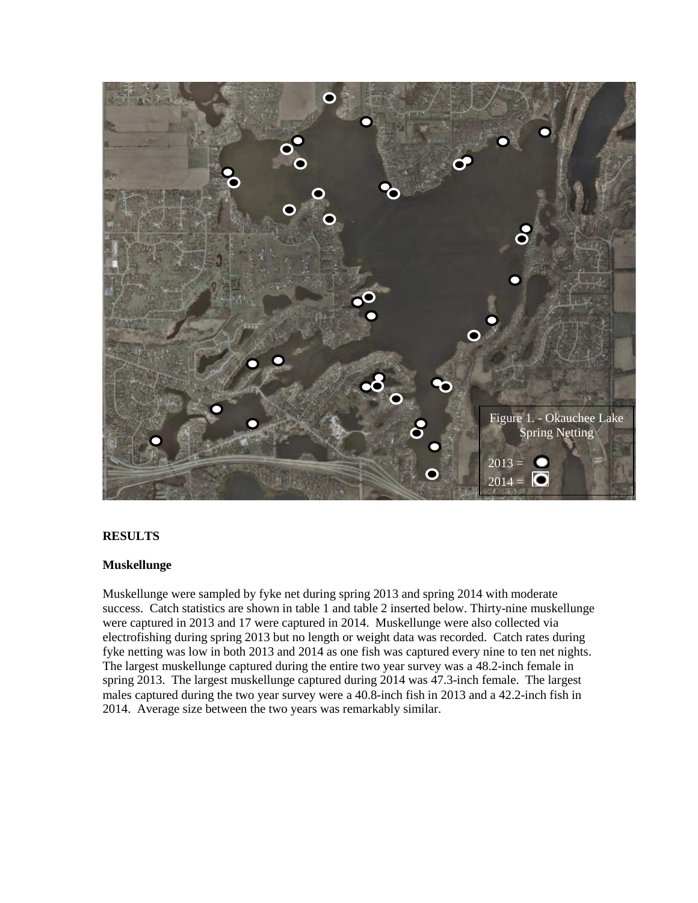Figure 1. - Okauchee Lake Spring Netting

2013 = 
2014 = 

**RESULTS**

**Muskellunge**

Muskellunge were sampled by fyke net during spring 2013 and spring 2014 with moderate success. Catch statistics are shown in table 1 and table 2 inserted below. Thirty-nine muskellunge were captured in 2013 and 17 were captured in 2014. Muskellunge were also collected via electrofishing during spring 2013 but no length or weight data was recorded. Catch rates during fyke netting was low in both 2013 and 2014 as one fish was captured every nine to ten net nights. The largest muskellunge captured during the entire two year survey was a 48.2-inch female in spring 2013. The largest muskellunge captured during 2014 was 47.3-inch female. The largest males captured during the two year survey were a 40.8-inch fish in 2013 and a 42.2-inch fish in 2014. Average size between the two years was remarkably similar.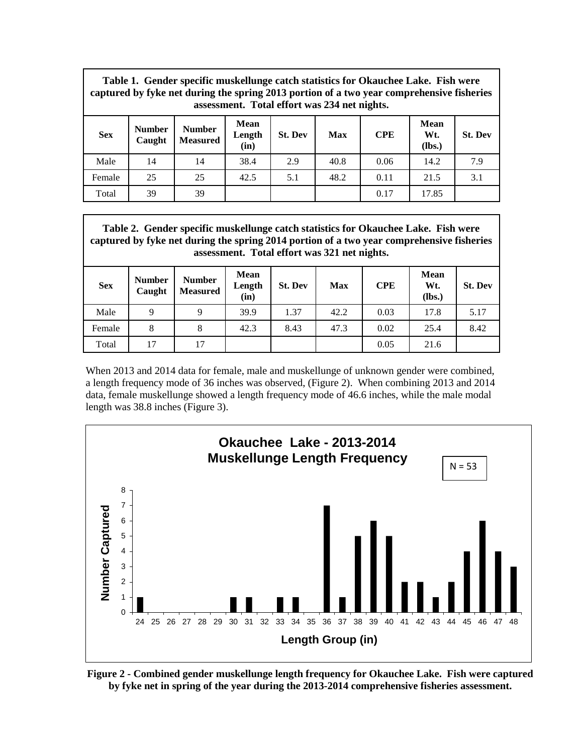**Table 1. Gender specific muskellunge catch statistics for Okauchee Lake. Fish were captured by fyke net during the spring 2013 portion of a two year comprehensive fisheries assessment. Total effort was 234 net nights.**

| Sex | Number Caught | Number Measured | Mean Length (in) | St. Dev | Max | CPE | Mean Wt. (lbs.) | St. Dev |
|---|---|---|---|---|---|---|---|---|
| Male | 14 | 14 | 38.4 | 2.9 | 40.8 | 0.06 | 14.2 | 7.9 |
| Female | 25 | 25 | 42.5 | 5.1 | 48.2 | 0.11 | 21.5 | 3.1 |
| Total | 39 | 39 | | | | 0.17 | 17.85 | |

**Table 2. Gender specific muskellunge catch statistics for Okauchee Lake. Fish were captured by fyke net during the spring 2014 portion of a two year comprehensive fisheries assessment. Total effort was 321 net nights.**

| Sex | Number Caught | Number Measured | Mean Length (in) | St. Dev | Max | CPE | Mean Wt. (lbs.) | St. Dev |
|---|---|---|---|---|---|---|---|---|
| Male | 9 | 9 | 39.9 | 1.37 | 42.2 | 0.03 | 17.8 | 5.17 |
| Female | 8 | 8 | 42.3 | 8.43 | 47.3 | 0.02 | 25.4 | 8.42 |
| Total | 17 | 17 | | | | 0.05 | 21.6 | |

When 2013 and 2014 data for female, male and muskellunge of unknown gender were combined, a length frequency mode of 36 inches was observed, (Figure 2). When combining 2013 and 2014 data, female muskellunge showed a length frequency mode of 46.6 inches, while the male modal length was 38.8 inches (Figure 3).

**Figure 2 - Combined gender muskellunge length frequency for Okauchee Lake. Fish were captured by fyke net in spring of the year during the 2013-2014 comprehensive fisheries assessment.**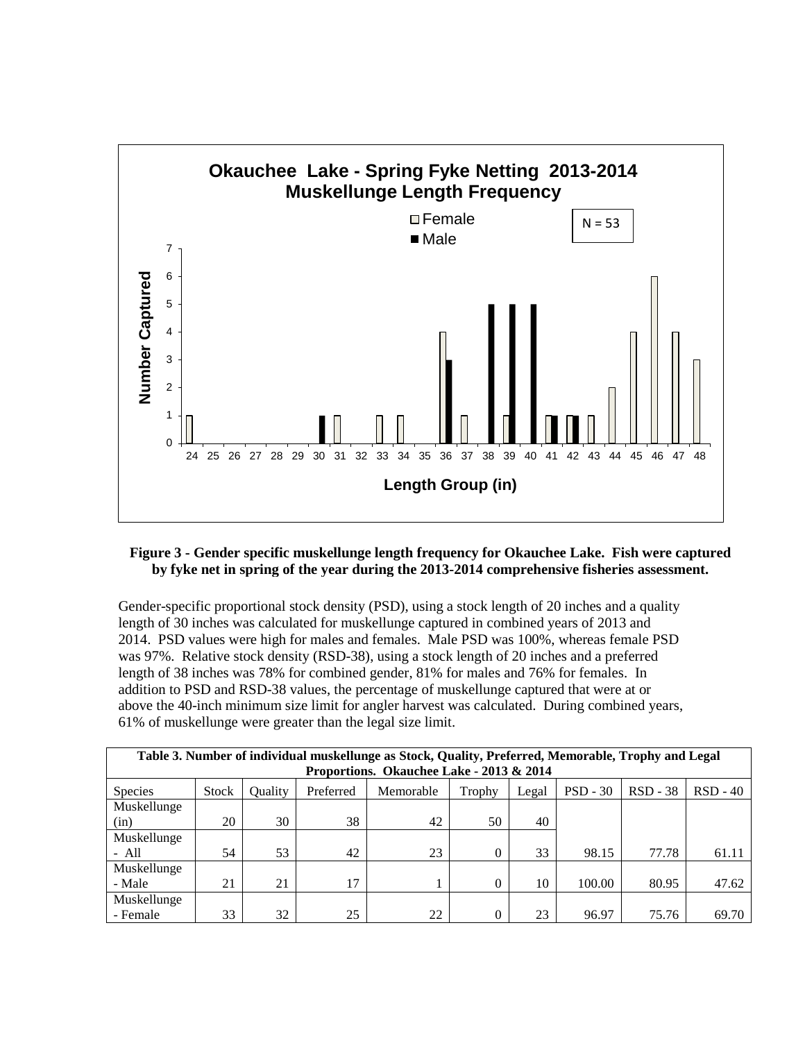**Figure 3 - Gender specific muskellunge length frequency for Okauchee Lake. Fish were captured by fyke net in spring of the year during the 2013-2014 comprehensive fisheries assessment.**

Gender-specific proportional stock density (PSD), using a stock length of 20 inches and a quality length of 30 inches was calculated for muskellunge captured in combined years of 2013 and 2014. PSD values were high for males and females. Male PSD was 100%, whereas female PSD was 97%. Relative stock density (RSD-38), using a stock length of 20 inches and a preferred length of 38 inches was 78% for combined gender, 81% for males and 76% for females. In addition to PSD and RSD-38 values, the percentage of muskellunge captured that were at or above the 40-inch minimum size limit for angler harvest was calculated. During combined years, 61% of muskellunge were greater than the legal size limit.

**Table 3. Number of individual muskellunge as Stock, Quality, Preferred, Memorable, Trophy and Legal Proportions. Okauchee Lake - 2013 & 2014**

| Species | Stock | Quality | Preferred | Memorable | Trophy | Legal | PSD - 30 | RSD - 38 | RSD - 40 |
|---|---|---|---|---|---|---|---|---|---|
| Muskellunge (in) | 20 | 30 | 38 | 42 | 50 | 40 | | | |
| Muskellunge - All | 54 | 53 | 42 | 23 | 0 | 33 | 98.15 | 77.78 | 61.11 |
| Muskellunge - Male | 21 | 21 | 17 | 1 | 0 | 10 | 100.00 | 80.95 | 47.62 |
| Muskellunge - Female | 33 | 32 | 25 | 22 | 0 | 23 | 96.97 | 75.76 | 69.70 |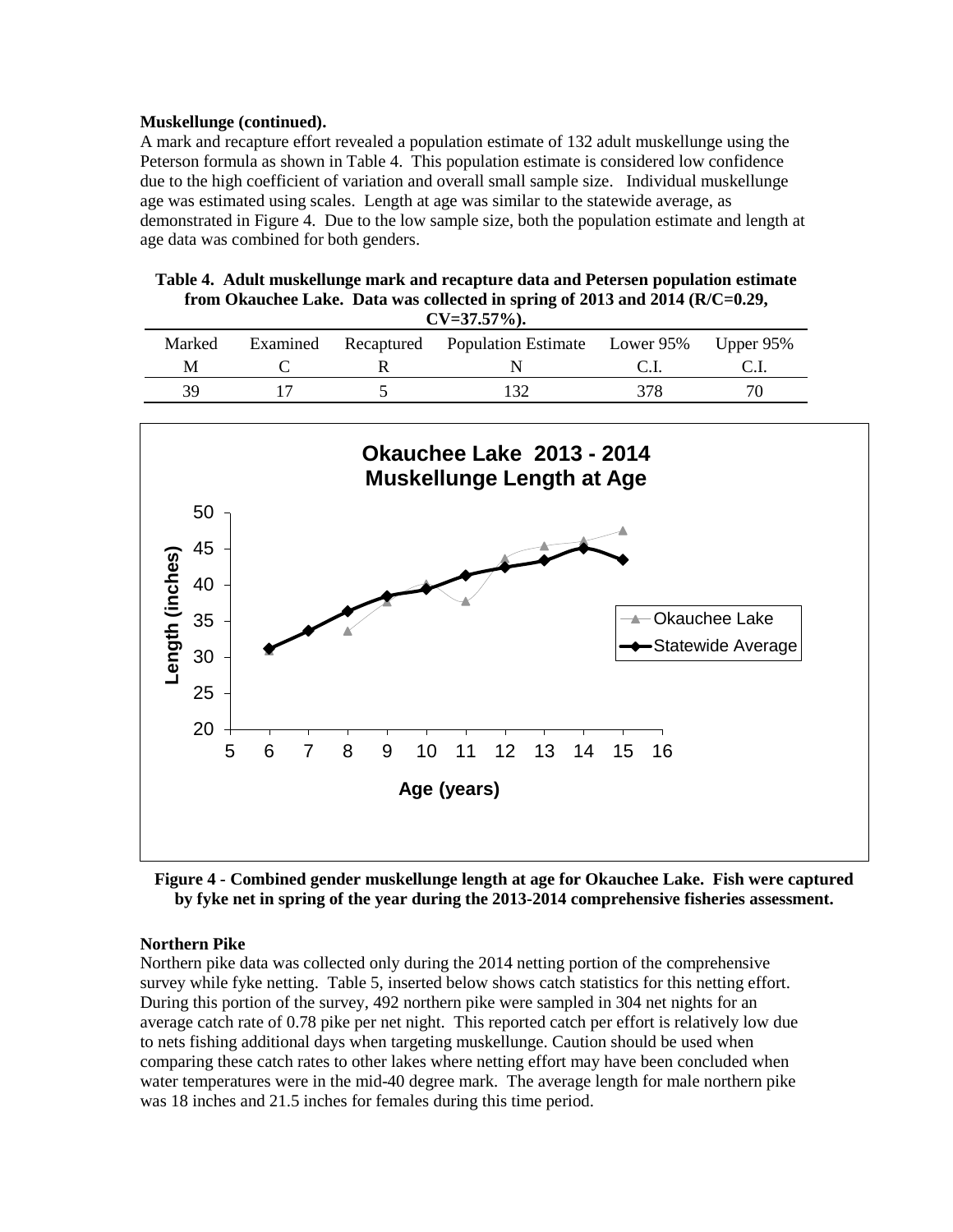**Muskellunge (continued).**

A mark and recapture effort revealed a population estimate of 132 adult muskellunge using the Peterson formula as shown in Table 4. This population estimate is considered low confidence due to the high coefficient of variation and overall small sample size. Individual muskellunge age was estimated using scales. Length at age was similar to the statewide average, as demonstrated in Figure 4. Due to the low sample size, both the population estimate and length at age data was combined for both genders.

**Table 4. Adult muskellunge mark and recapture data and Petersen population estimate from Okauchee Lake. Data was collected in spring of 2013 and 2014 (R/C=0.29, CV=37.57%).**

| Marked | Examined | Recaptured | Population Estimate | Lower 95% | Upper 95% |
|---|---|---|---|---|---|
| M | C | R | N | C.I. | C.I. |
| 39 | 17 | 5 | 132 | 378 | 70 |

**Figure 4 - Combined gender muskellunge length at age for Okauchee Lake. Fish were captured by fyke net in spring of the year during the 2013-2014 comprehensive fisheries assessment.**

**Northern Pike**

Northern pike data was collected only during the 2014 netting portion of the comprehensive survey while fyke netting. Table 5, inserted below shows catch statistics for this netting effort. During this portion of the survey, 492 northern pike were sampled in 304 net nights for an average catch rate of 0.78 pike per net night. This reported catch per effort is relatively low due to nets fishing additional days when targeting muskellunge. Caution should be used when comparing these catch rates to other lakes where netting effort may have been concluded when water temperatures were in the mid-40 degree mark. The average length for male northern pike was 18 inches and 21.5 inches for females during this time period.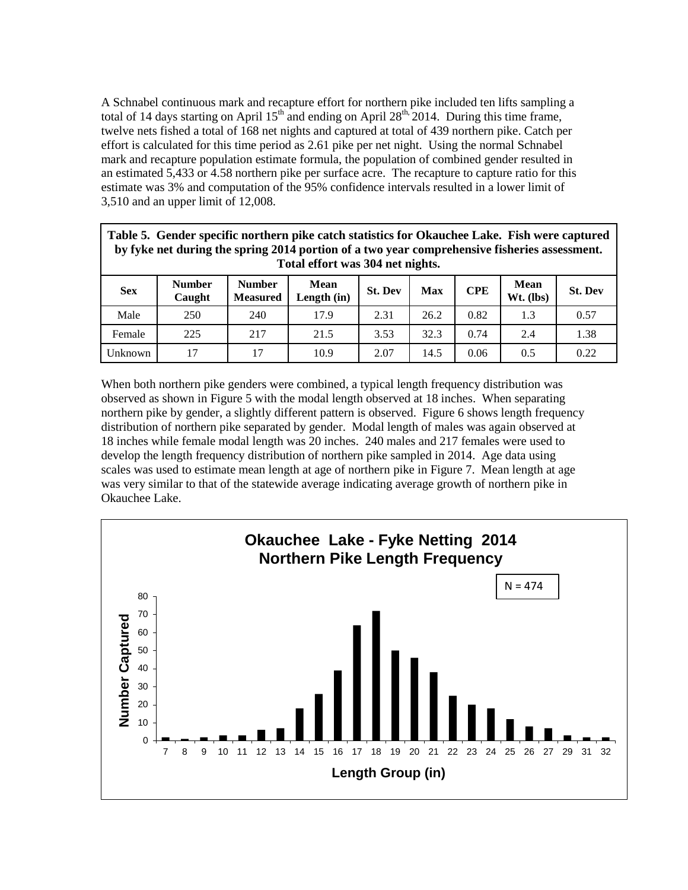A Schnabel continuous mark and recapture effort for northern pike included ten lifts sampling a total of 14 days starting on April 15[th] and ending on April 28[th,] 2014. During this time frame, twelve nets fished a total of 168 net nights and captured at total of 439 northern pike. Catch per effort is calculated for this time period as 2.61 pike per net night. Using the normal Schnabel mark and recapture population estimate formula, the population of combined gender resulted in an estimated 5,433 or 4.58 northern pike per surface acre. The recapture to capture ratio for this estimate was 3% and computation of the 95% confidence intervals resulted in a lower limit of 3,510 and an upper limit of 12,008.

**Table 5. Gender specific northern pike catch statistics for Okauchee Lake. Fish were captured by fyke net during the spring 2014 portion of a two year comprehensive fisheries assessment. Total effort was 304 net nights.**

| Sex | Number Caught | Number Measured | Mean Length (in) | St. Dev | Max | CPE | Mean Wt. (lbs) | St. Dev |
|---|---|---|---|---|---|---|---|---|
| Male | 250 | 240 | 17.9 | 2.31 | 26.2 | 0.82 | 1.3 | 0.57 |
| Female | 225 | 217 | 21.5 | 3.53 | 32.3 | 0.74 | 2.4 | 1.38 |
| Unknown | 17 | 17 | 10.9 | 2.07 | 14.5 | 0.06 | 0.5 | 0.22 |

When both northern pike genders were combined, a typical length frequency distribution was observed as shown in Figure 5 with the modal length observed at 18 inches. When separating northern pike by gender, a slightly different pattern is observed. Figure 6 shows length frequency distribution of northern pike separated by gender. Modal length of males was again observed at 18 inches while female modal length was 20 inches. 240 males and 217 females were used to develop the length frequency distribution of northern pike sampled in 2014. Age data using scales was used to estimate mean length at age of northern pike in Figure 7. Mean length at age was very similar to that of the statewide average indicating average growth of northern pike in Okauchee Lake.

**Okauchee Lake - Fyke Netting 2014**
**Northern Pike Length Frequency**

N = 474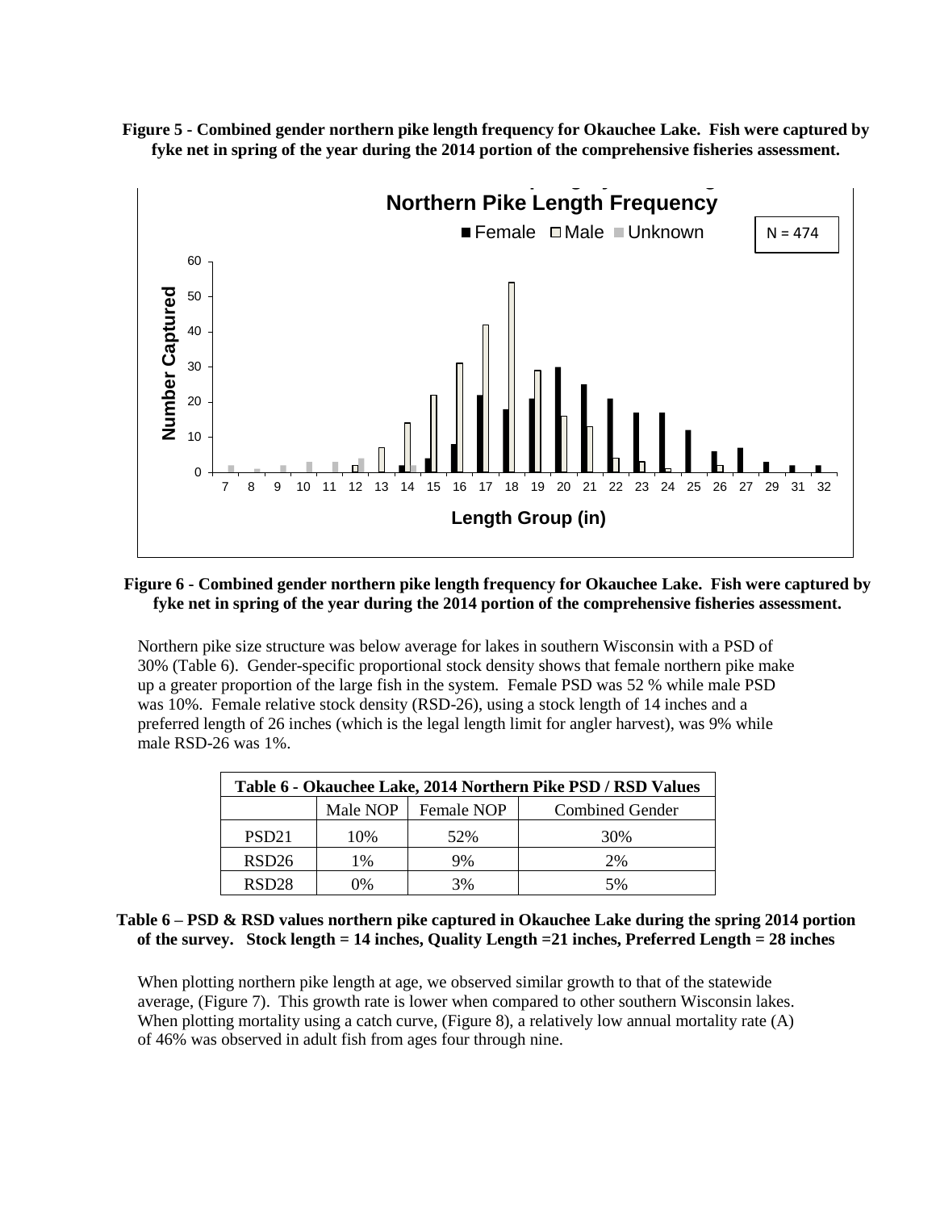**Figure 5 - Combined gender northern pike length frequency for Okauchee Lake. Fish were captured by fyke net in spring of the year during the 2014 portion of the comprehensive fisheries assessment.**

**Figure 6 - Combined gender northern pike length frequency for Okauchee Lake. Fish were captured by fyke net in spring of the year during the 2014 portion of the comprehensive fisheries assessment.**

Northern pike size structure was below average for lakes in southern Wisconsin with a PSD of 30% (Table 6). Gender-specific proportional stock density shows that female northern pike make up a greater proportion of the large fish in the system. Female PSD was 52 % while male PSD was 10%. Female relative stock density (RSD-26), using a stock length of 14 inches and a preferred length of 26 inches (which is the legal length limit for angler harvest), was 9% while male RSD-26 was 1%.

| Table 6 - Okauchee Lake, 2014 Northern Pike PSD / RSD Values | | | |
|---|---|---|---|
| | Male NOP | Female NOP | Combined Gender |
| PSD21 | 10% | 52% | 30% |
| RSD26 | 1% | 9% | 2% |
| RSD28 | 0% | 3% | 5% |

**Table 6 – PSD & RSD values northern pike captured in Okauchee Lake during the spring 2014 portion of the survey. Stock length = 14 inches, Quality Length =21 inches, Preferred Length = 28 inches**

When plotting northern pike length at age, we observed similar growth to that of the statewide average, (Figure 7). This growth rate is lower when compared to other southern Wisconsin lakes. When plotting mortality using a catch curve, (Figure 8), a relatively low annual mortality rate (A) of 46% was observed in adult fish from ages four through nine.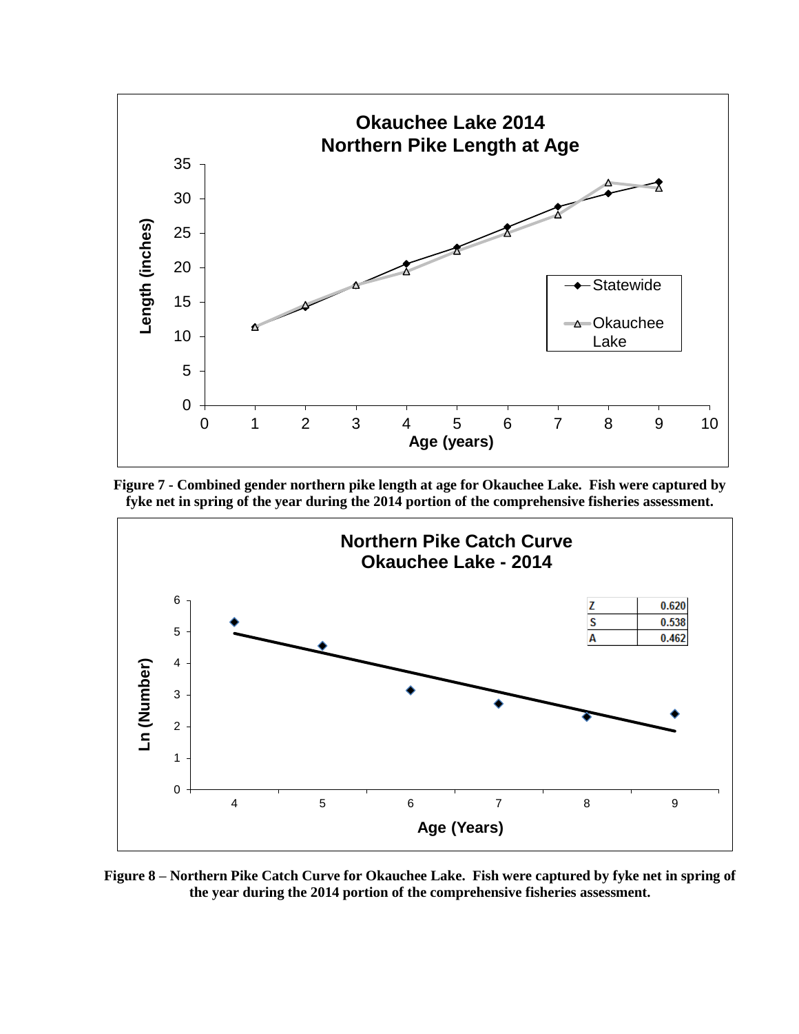**Okauchee Lake 2014**
**Northern Pike Length at Age**

**Figure 7 - Combined gender northern pike length at age for Okauchee Lake. Fish were captured by fyke net in spring of the year during the 2014 portion of the comprehensive fisheries assessment.**

**Northern Pike Catch Curve**
**Okauchee Lake - 2014**

| | |
|---|---|
| Z | 0.620 |
| S | 0.538 |
| A | 0.462 |

**Figure 8 – Northern Pike Catch Curve for Okauchee Lake. Fish were captured by fyke net in spring of the year during the 2014 portion of the comprehensive fisheries assessment.**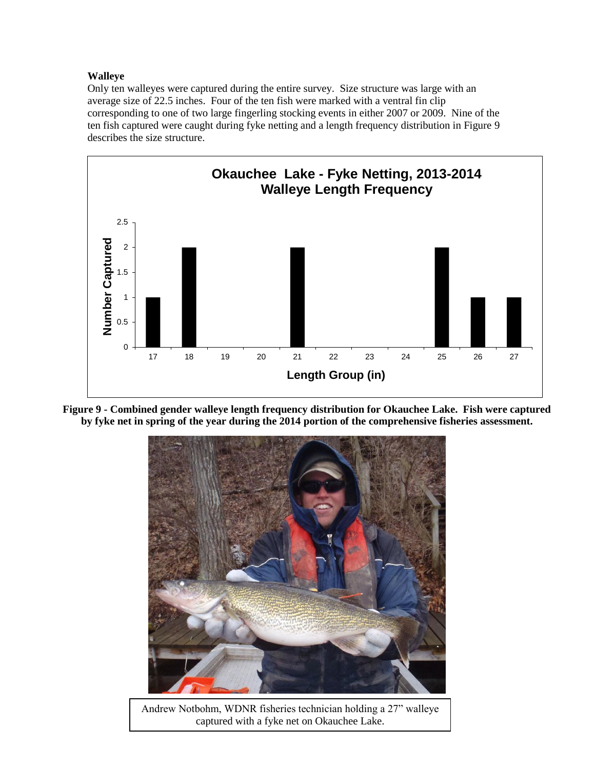### Walleye

Only ten walleyes were captured during the entire survey. Size structure was large with an average size of 22.5 inches. Four of the ten fish were marked with a ventral fin clip corresponding to one of two large fingerling stocking events in either 2007 or 2009. Nine of the ten fish captured were caught during fyke netting and a length frequency distribution in Figure 9 describes the size structure.

**Okauchee Lake - Fyke Netting, 2013-2014 Walleye Length Frequency**

| Length Group (in) | Number Captured |
|---|---|
| 17 | 1 |
| 18 | 2 |
| 19 | 0 |
| 20 | 0 |
| 21 | 2 |
| 22 | 0 |
| 23 | 0 |
| 24 | 0 |
| 25 | 2 |
| 26 | 1 |
| 27 | 1 |

**Figure 9 - Combined gender walleye length frequency distribution for Okauchee Lake. Fish were captured by fyke net in spring of the year during the 2014 portion of the comprehensive fisheries assessment.**

Andrew Notbohm, WDNR fisheries technician holding a 27" walleye captured with a fyke net on Okauchee Lake.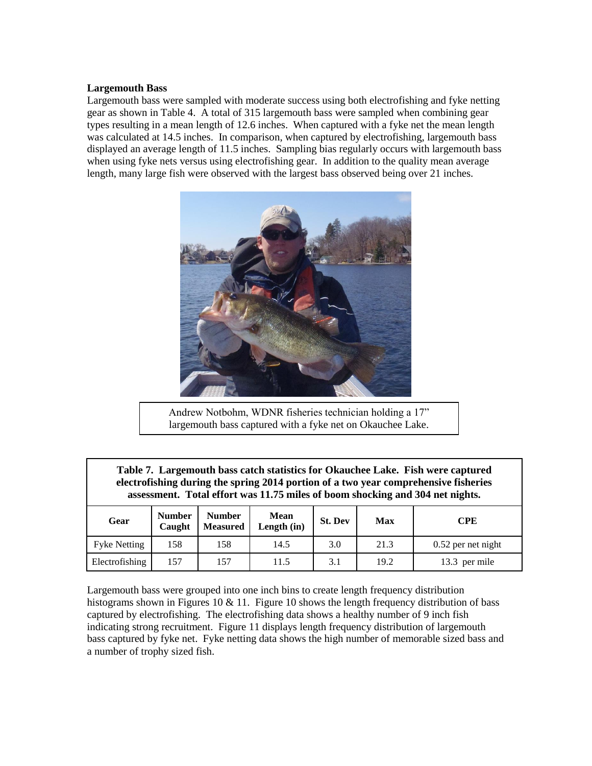**Largemouth Bass**

Largemouth bass were sampled with moderate success using both electrofishing and fyke netting gear as shown in Table 4. A total of 315 largemouth bass were sampled when combining gear types resulting in a mean length of 12.6 inches. When captured with a fyke net the mean length was calculated at 14.5 inches. In comparison, when captured by electrofishing, largemouth bass displayed an average length of 11.5 inches. Sampling bias regularly occurs with largemouth bass when using fyke nets versus using electrofishing gear. In addition to the quality mean average length, many large fish were observed with the largest bass observed being over 21 inches.

Andrew Notbohm, WDNR fisheries technician holding a 17" largemouth bass captured with a fyke net on Okauchee Lake.

**Table 7. Largemouth bass catch statistics for Okauchee Lake. Fish were captured electrofishing during the spring 2014 portion of a two year comprehensive fisheries assessment. Total effort was 11.75 miles of boom shocking and 304 net nights.**

| Gear | Number Caught | Number Measured | Mean Length (in) | St. Dev | Max | CPE |
|---|---|---|---|---|---|---|
| Fyke Netting | 158 | 158 | 14.5 | 3.0 | 21.3 | 0.52 per net night |
| Electrofishing | 157 | 157 | 11.5 | 3.1 | 19.2 | 13.3 per mile |

Largemouth bass were grouped into one inch bins to create length frequency distribution histograms shown in Figures 10 & 11. Figure 10 shows the length frequency distribution of bass captured by electrofishing. The electrofishing data shows a healthy number of 9 inch fish indicating strong recruitment. Figure 11 displays length frequency distribution of largemouth bass captured by fyke net. Fyke netting data shows the high number of memorable sized bass and a number of trophy sized fish.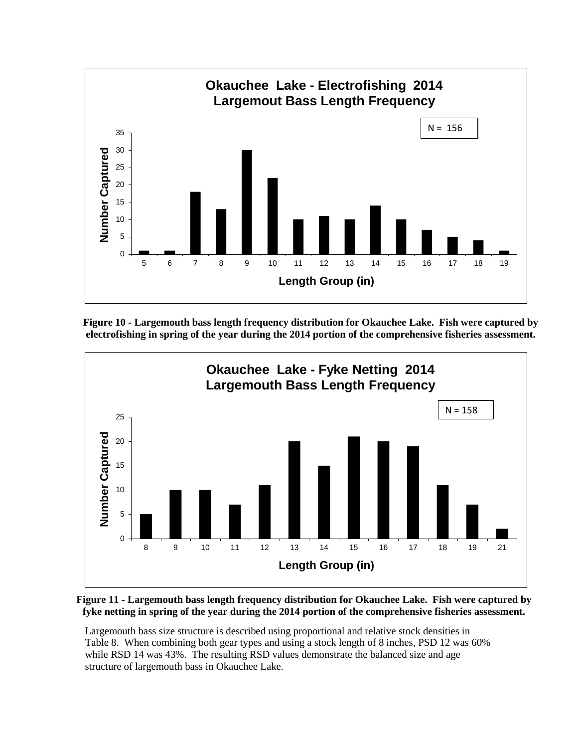**Okauchee Lake - Electrofishing 2014**
**Largemout Bass Length Frequency**

N = 156

| Length Group (in) | Number Captured |
|---|---|
| 5 | 1 |
| 6 | 1 |
| 7 | 18 |
| 8 | 13 |
| 9 | 30 |
| 10 | 22 |
| 11 | 10 |
| 12 | 11 |
| 13 | 10 |
| 14 | 14 |
| 15 | 10 |
| 16 | 7 |
| 17 | 5 |
| 18 | 4 |
| 19 | 1 |

**Figure 10 - Largemouth bass length frequency distribution for Okauchee Lake. Fish were captured by electrofishing in spring of the year during the 2014 portion of the comprehensive fisheries assessment.**

**Okauchee Lake - Fyke Netting 2014**
**Largemouth Bass Length Frequency**

N = 158

| Length Group (in) | Number Captured |
|---|---|
| 8 | 5 |
| 9 | 10 |
| 10 | 10 |
| 11 | 7 |
| 12 | 11 |
| 13 | 20 |
| 14 | 15 |
| 15 | 21 |
| 16 | 20 |
| 17 | 19 |
| 18 | 11 |
| 19 | 7 |
| 21 | 2 |

**Figure 11 - Largemouth bass length frequency distribution for Okauchee Lake. Fish were captured by fyke netting in spring of the year during the 2014 portion of the comprehensive fisheries assessment.**

Largemouth bass size structure is described using proportional and relative stock densities in Table 8. When combining both gear types and using a stock length of 8 inches, PSD 12 was 60% while RSD 14 was 43%. The resulting RSD values demonstrate the balanced size and age structure of largemouth bass in Okauchee Lake.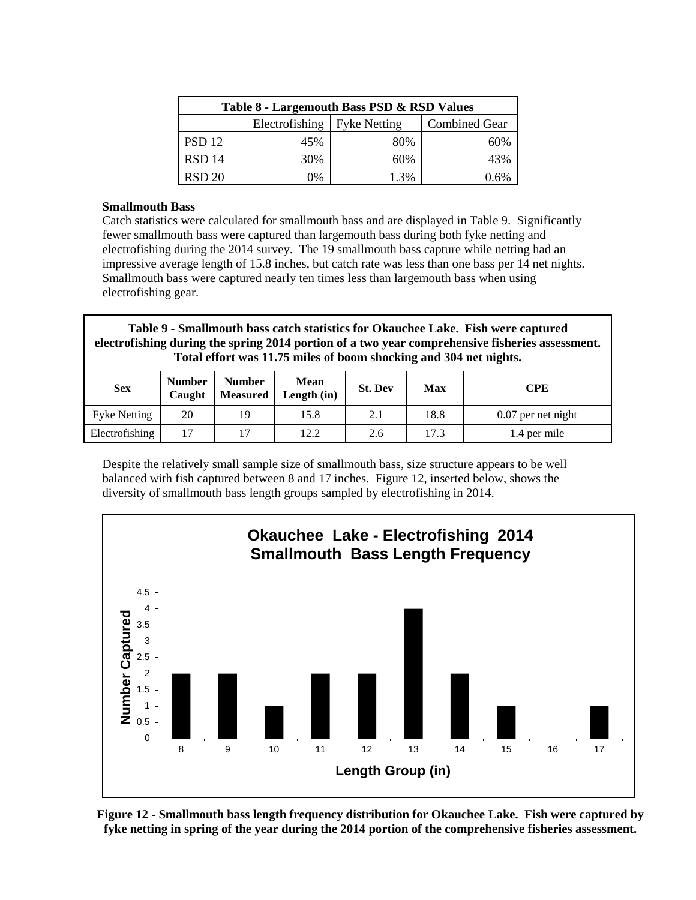| Table 8 - Largemouth Bass PSD & RSD Values | | | |
|---|---|---|---|
| | Electrofishing | Fyke Netting | Combined Gear |
| PSD 12 | 45% | 80% | 60% |
| RSD 14 | 30% | 60% | 43% |
| RSD 20 | 0% | 1.3% | 0.6% |

**Smallmouth Bass**

Catch statistics were calculated for smallmouth bass and are displayed in Table 9. Significantly fewer smallmouth bass were captured than largemouth bass during both fyke netting and electrofishing during the 2014 survey. The 19 smallmouth bass capture while netting had an impressive average length of 15.8 inches, but catch rate was less than one bass per 14 net nights. Smallmouth bass were captured nearly ten times less than largemouth bass when using electrofishing gear.

**Table 9 - Smallmouth bass catch statistics for Okauchee Lake. Fish were captured electrofishing during the spring 2014 portion of a two year comprehensive fisheries assessment. Total effort was 11.75 miles of boom shocking and 304 net nights.**

| Sex | Number Caught | Number Measured | Mean Length (in) | St. Dev | Max | CPE |
|---|---|---|---|---|---|---|
| Fyke Netting | 20 | 19 | 15.8 | 2.1 | 18.8 | 0.07 per net night |
| Electrofishing | 17 | 17 | 12.2 | 2.6 | 17.3 | 1.4 per mile |

Despite the relatively small sample size of smallmouth bass, size structure appears to be well balanced with fish captured between 8 and 17 inches. Figure 12, inserted below, shows the diversity of smallmouth bass length groups sampled by electrofishing in 2014.

**Okauchee Lake - Electrofishing 2014 Smallmouth Bass Length Frequency**

| Length Group (in) | Number Captured |
|---|---|
| 8 | 2 |
| 9 | 2 |
| 10 | 1 |
| 11 | 2 |
| 12 | 2 |
| 13 | 4 |
| 14 | 2 |
| 15 | 1 |
| 16 | 0 |
| 17 | 1 |

**Figure 12 - Smallmouth bass length frequency distribution for Okauchee Lake. Fish were captured by fyke netting in spring of the year during the 2014 portion of the comprehensive fisheries assessment.**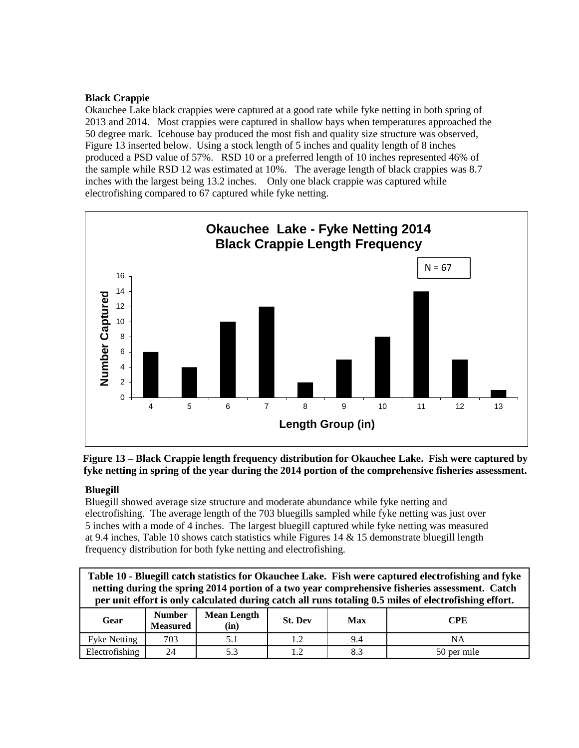**Black Crappie**

Okauchee Lake black crappies were captured at a good rate while fyke netting in both spring of 2013 and 2014. Most crappies were captured in shallow bays when temperatures approached the 50 degree mark. Icehouse bay produced the most fish and quality size structure was observed, Figure 13 inserted below. Using a stock length of 5 inches and quality length of 8 inches produced a PSD value of 57%. RSD 10 or a preferred length of 10 inches represented 46% of the sample while RSD 12 was estimated at 10%. The average length of black crappies was 8.7 inches with the largest being 13.2 inches. Only one black crappie was captured while electrofishing compared to 67 captured while fyke netting.

**Okauchee Lake - Fyke Netting 2014**
**Black Crappie Length Frequency**

N = 67

| Length Group (in) | 4 | 5 | 6 | 7 | 8 | 9 | 10 | 11 | 12 | 13 |
|---|---|---|---|---|---|---|---|---|---|---|
| Number Captured | 6 | 4 | 10 | 12 | 2 | 5 | 8 | 14 | 5 | 1 |

**Figure 13 – Black Crappie length frequency distribution for Okauchee Lake. Fish were captured by fyke netting in spring of the year during the 2014 portion of the comprehensive fisheries assessment.**

**Bluegill**

Bluegill showed average size structure and moderate abundance while fyke netting and electrofishing. The average length of the 703 bluegills sampled while fyke netting was just over 5 inches with a mode of 4 inches. The largest bluegill captured while fyke netting was measured at 9.4 inches, Table 10 shows catch statistics while Figures 14 & 15 demonstrate bluegill length frequency distribution for both fyke netting and electrofishing.

**Table 10 - Bluegill catch statistics for Okauchee Lake. Fish were captured electrofishing and fyke netting during the spring 2014 portion of a two year comprehensive fisheries assessment. Catch per unit effort is only calculated during catch all runs totaling 0.5 miles of electrofishing effort.**

| Gear | Number Measured | Mean Length (in) | St. Dev | Max | CPE |
|---|---|---|---|---|---|
| Fyke Netting | 703 | 5.1 | 1.2 | 9.4 | NA |
| Electrofishing | 24 | 5.3 | 1.2 | 8.3 | 50 per mile |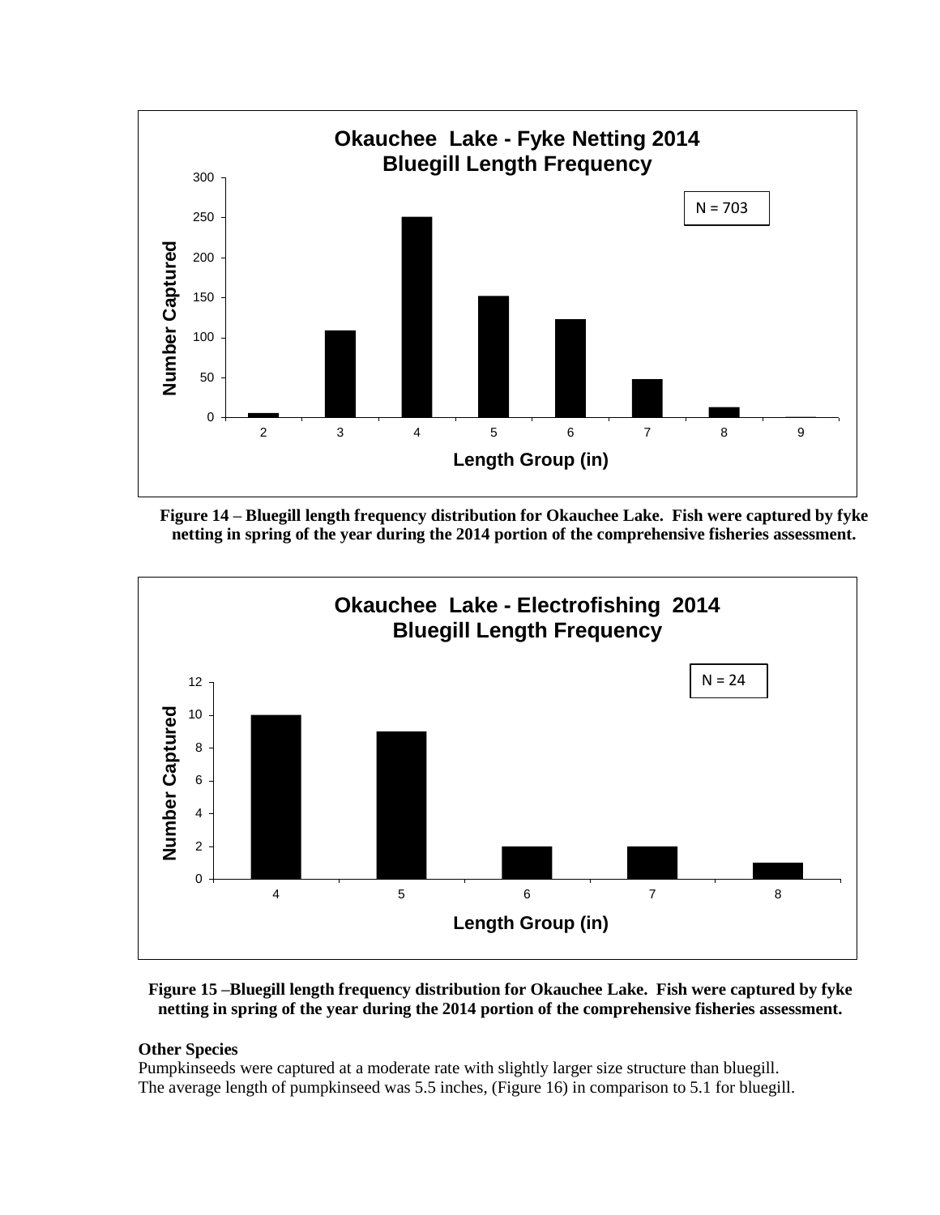**Okauchee Lake - Fyke Netting 2014**
**Bluegill Length Frequency**

N = 703

| Length Group (in) | 2 | 3 | 4 | 5 | 6 | 7 | 8 | 9 |
|---|---|---|---|---|---|---|---|---|
| Number Captured | 5 | 109 | 251 | 152 | 123 | 48 | 13 | 1 |

**Figure 14 – Bluegill length frequency distribution for Okauchee Lake. Fish were captured by fyke netting in spring of the year during the 2014 portion of the comprehensive fisheries assessment.**

**Okauchee Lake - Electrofishing 2014**
**Bluegill Length Frequency**

N = 24

| Length Group (in) | 4 | 5 | 6 | 7 | 8 |
|---|---|---|---|---|---|
| Number Captured | 10 | 9 | 2 | 2 | 1 |

**Figure 15 –Bluegill length frequency distribution for Okauchee Lake. Fish were captured by fyke netting in spring of the year during the 2014 portion of the comprehensive fisheries assessment.**

**Other Species**

Pumpkinseeds were captured at a moderate rate with slightly larger size structure than bluegill. The average length of pumpkinseed was 5.5 inches, (Figure 16) in comparison to 5.1 for bluegill.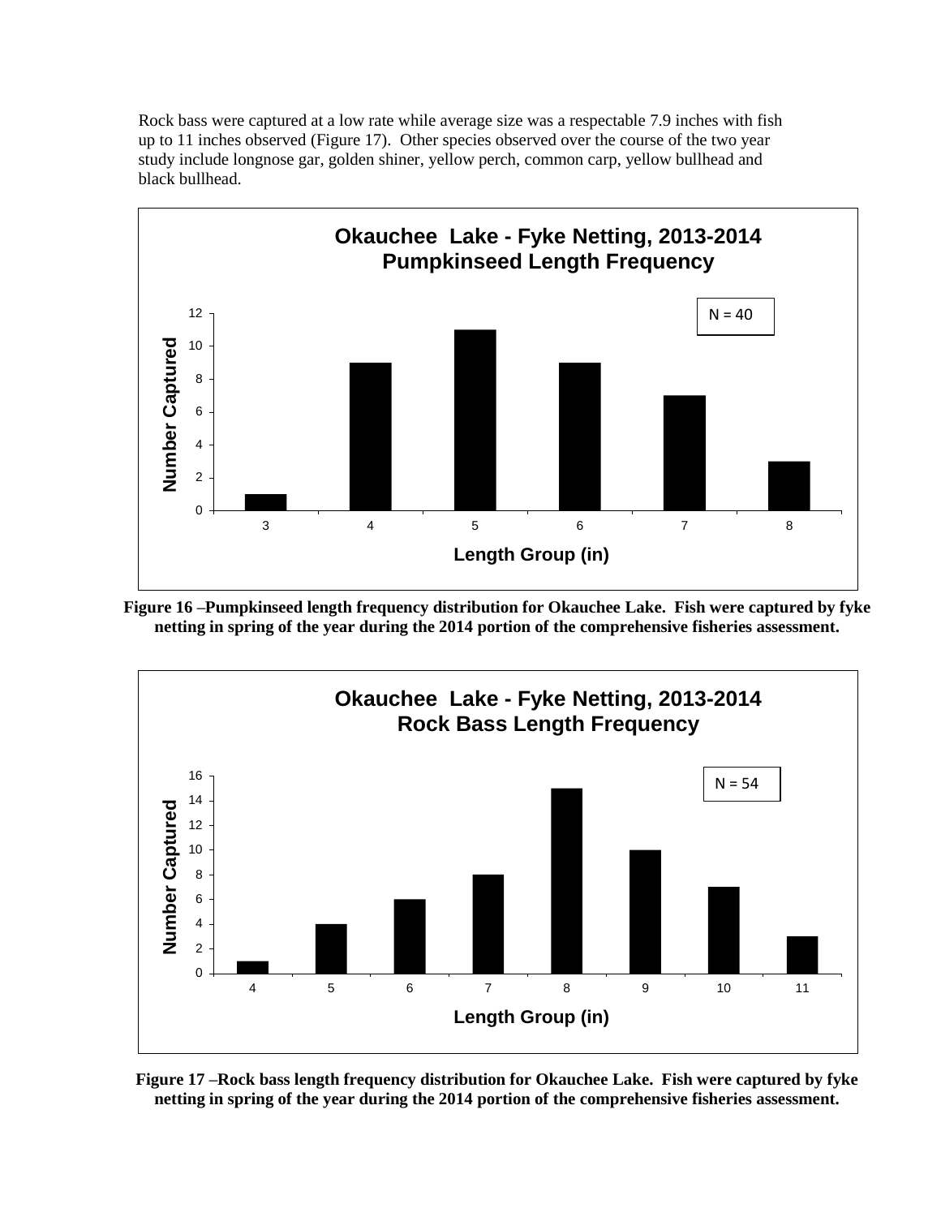Rock bass were captured at a low rate while average size was a respectable 7.9 inches with fish up to 11 inches observed (Figure 17). Other species observed over the course of the two year study include longnose gar, golden shiner, yellow perch, common carp, yellow bullhead and black bullhead.

**Okauchee Lake - Fyke Netting, 2013-2014**
**Pumpkinseed Length Frequency**

N = 40

| Length Group (in) | Number Captured |
|---|---|
| 3 | 1 |
| 4 | 9 |
| 5 | 11 |
| 6 | 9 |
| 7 | 7 |
| 8 | 3 |

**Figure 16 –Pumpkinseed length frequency distribution for Okauchee Lake. Fish were captured by fyke netting in spring of the year during the 2014 portion of the comprehensive fisheries assessment.**

**Okauchee Lake - Fyke Netting, 2013-2014**
**Rock Bass Length Frequency**

N = 54

| Length Group (in) | Number Captured |
|---|---|
| 4 | 1 |
| 5 | 4 |
| 6 | 6 |
| 7 | 8 |
| 8 | 15 |
| 9 | 10 |
| 10 | 7 |
| 11 | 3 |

**Figure 17 –Rock bass length frequency distribution for Okauchee Lake. Fish were captured by fyke netting in spring of the year during the 2014 portion of the comprehensive fisheries assessment.**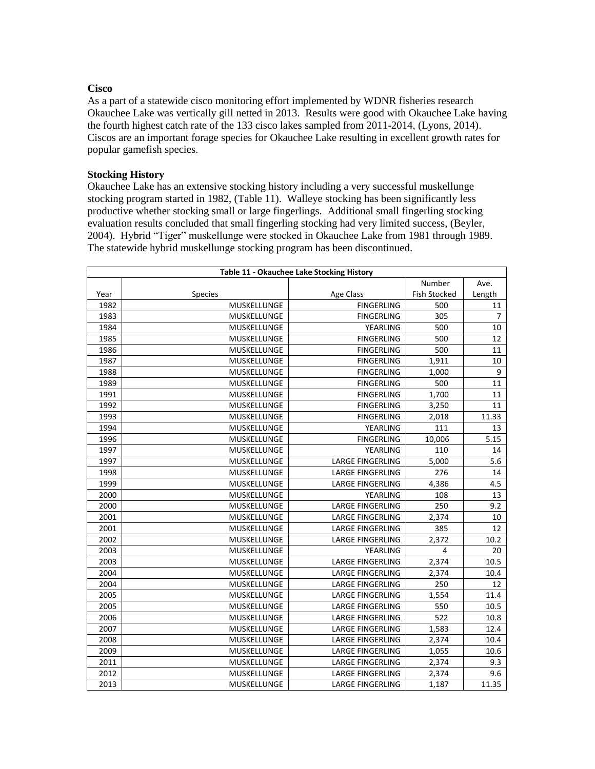**Cisco**

As a part of a statewide cisco monitoring effort implemented by WDNR fisheries research Okauchee Lake was vertically gill netted in 2013. Results were good with Okauchee Lake having the fourth highest catch rate of the 133 cisco lakes sampled from 2011-2014, (Lyons, 2014). Ciscos are an important forage species for Okauchee Lake resulting in excellent growth rates for popular gamefish species.

**Stocking History**

Okauchee Lake has an extensive stocking history including a very successful muskellunge stocking program started in 1982, (Table 11). Walleye stocking has been significantly less productive whether stocking small or large fingerlings. Additional small fingerling stocking evaluation results concluded that small fingerling stocking had very limited success, (Beyler, 2004). Hybrid "Tiger" muskellunge were stocked in Okauchee Lake from 1981 through 1989. The statewide hybrid muskellunge stocking program has been discontinued.

**Table 11 - Okauchee Lake Stocking History**

| Year | Species | Age Class | Number Fish Stocked | Ave. Length |
|---|---|---|---|---|
| 1982 | MUSKELLUNGE | FINGERLING | 500 | 11 |
| 1983 | MUSKELLUNGE | FINGERLING | 305 | 7 |
| 1984 | MUSKELLUNGE | YEARLING | 500 | 10 |
| 1985 | MUSKELLUNGE | FINGERLING | 500 | 12 |
| 1986 | MUSKELLUNGE | FINGERLING | 500 | 11 |
| 1987 | MUSKELLUNGE | FINGERLING | 1,911 | 10 |
| 1988 | MUSKELLUNGE | FINGERLING | 1,000 | 9 |
| 1989 | MUSKELLUNGE | FINGERLING | 500 | 11 |
| 1991 | MUSKELLUNGE | FINGERLING | 1,700 | 11 |
| 1992 | MUSKELLUNGE | FINGERLING | 3,250 | 11 |
| 1993 | MUSKELLUNGE | FINGERLING | 2,018 | 11.33 |
| 1994 | MUSKELLUNGE | YEARLING | 111 | 13 |
| 1996 | MUSKELLUNGE | FINGERLING | 10,006 | 5.15 |
| 1997 | MUSKELLUNGE | YEARLING | 110 | 14 |
| 1997 | MUSKELLUNGE | LARGE FINGERLING | 5,000 | 5.6 |
| 1998 | MUSKELLUNGE | LARGE FINGERLING | 276 | 14 |
| 1999 | MUSKELLUNGE | LARGE FINGERLING | 4,386 | 4.5 |
| 2000 | MUSKELLUNGE | YEARLING | 108 | 13 |
| 2000 | MUSKELLUNGE | LARGE FINGERLING | 250 | 9.2 |
| 2001 | MUSKELLUNGE | LARGE FINGERLING | 2,374 | 10 |
| 2001 | MUSKELLUNGE | LARGE FINGERLING | 385 | 12 |
| 2002 | MUSKELLUNGE | LARGE FINGERLING | 2,372 | 10.2 |
| 2003 | MUSKELLUNGE | YEARLING | 4 | 20 |
| 2003 | MUSKELLUNGE | LARGE FINGERLING | 2,374 | 10.5 |
| 2004 | MUSKELLUNGE | LARGE FINGERLING | 2,374 | 10.4 |
| 2004 | MUSKELLUNGE | LARGE FINGERLING | 250 | 12 |
| 2005 | MUSKELLUNGE | LARGE FINGERLING | 1,554 | 11.4 |
| 2005 | MUSKELLUNGE | LARGE FINGERLING | 550 | 10.5 |
| 2006 | MUSKELLUNGE | LARGE FINGERLING | 522 | 10.8 |
| 2007 | MUSKELLUNGE | LARGE FINGERLING | 1,583 | 12.4 |
| 2008 | MUSKELLUNGE | LARGE FINGERLING | 2,374 | 10.4 |
| 2009 | MUSKELLUNGE | LARGE FINGERLING | 1,055 | 10.6 |
| 2011 | MUSKELLUNGE | LARGE FINGERLING | 2,374 | 9.3 |
| 2012 | MUSKELLUNGE | LARGE FINGERLING | 2,374 | 9.6 |
| 2013 | MUSKELLUNGE | LARGE FINGERLING | 1,187 | 11.35 |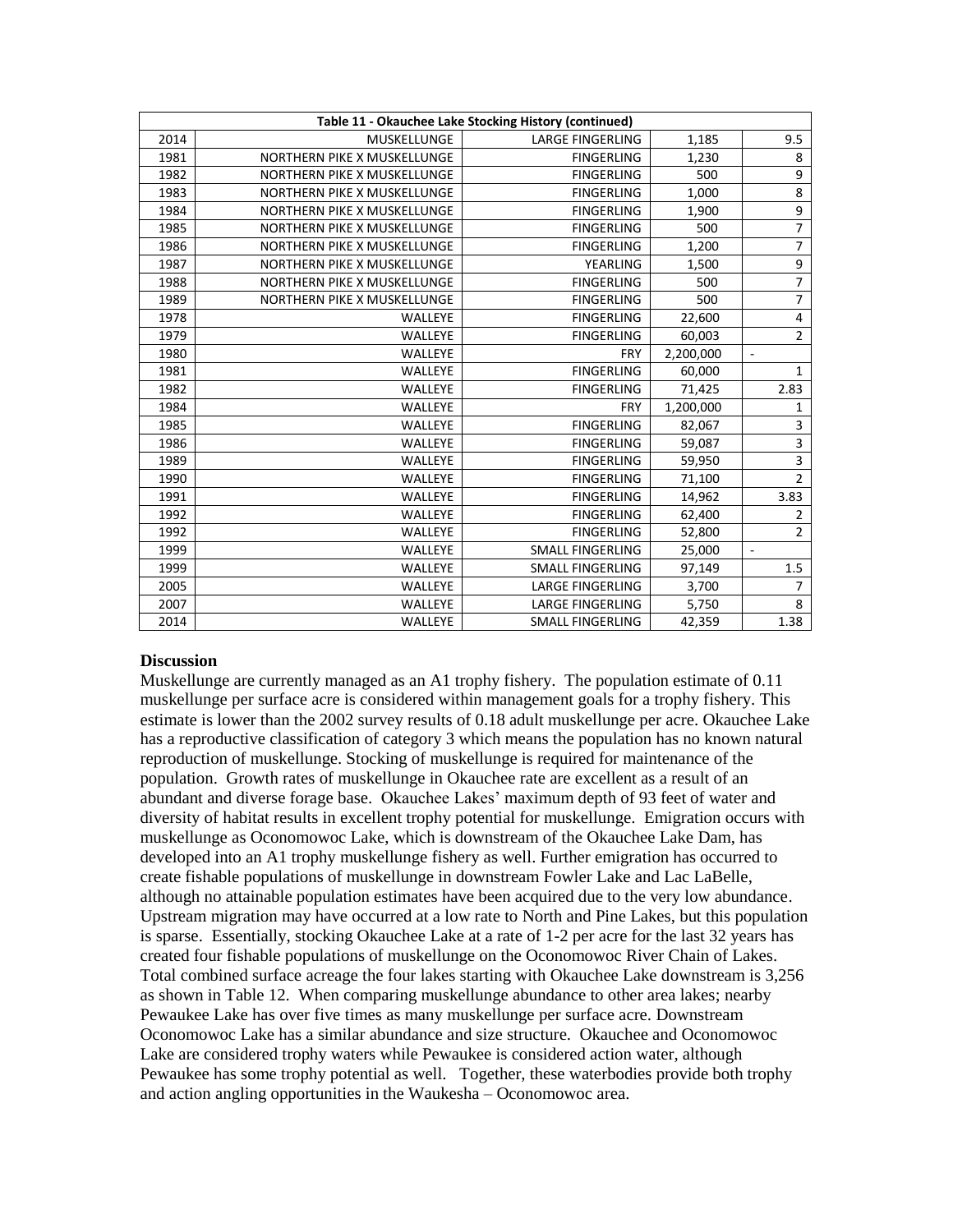| Table 11 - Okauchee Lake Stocking History (continued) | | | | |
|---|---|---|---|---|
| 2014 | MUSKELLUNGE | LARGE FINGERLING | 1,185 | 9.5 |
| 1981 | NORTHERN PIKE X MUSKELLUNGE | FINGERLING | 1,230 | 8 |
| 1982 | NORTHERN PIKE X MUSKELLUNGE | FINGERLING | 500 | 9 |
| 1983 | NORTHERN PIKE X MUSKELLUNGE | FINGERLING | 1,000 | 8 |
| 1984 | NORTHERN PIKE X MUSKELLUNGE | FINGERLING | 1,900 | 9 |
| 1985 | NORTHERN PIKE X MUSKELLUNGE | FINGERLING | 500 | 7 |
| 1986 | NORTHERN PIKE X MUSKELLUNGE | FINGERLING | 1,200 | 7 |
| 1987 | NORTHERN PIKE X MUSKELLUNGE | YEARLING | 1,500 | 9 |
| 1988 | NORTHERN PIKE X MUSKELLUNGE | FINGERLING | 500 | 7 |
| 1989 | NORTHERN PIKE X MUSKELLUNGE | FINGERLING | 500 | 7 |
| 1978 | WALLEYE | FINGERLING | 22,600 | 4 |
| 1979 | WALLEYE | FINGERLING | 60,003 | 2 |
| 1980 | WALLEYE | FRY | 2,200,000 | - |
| 1981 | WALLEYE | FINGERLING | 60,000 | 1 |
| 1982 | WALLEYE | FINGERLING | 71,425 | 2.83 |
| 1984 | WALLEYE | FRY | 1,200,000 | 1 |
| 1985 | WALLEYE | FINGERLING | 82,067 | 3 |
| 1986 | WALLEYE | FINGERLING | 59,087 | 3 |
| 1989 | WALLEYE | FINGERLING | 59,950 | 3 |
| 1990 | WALLEYE | FINGERLING | 71,100 | 2 |
| 1991 | WALLEYE | FINGERLING | 14,962 | 3.83 |
| 1992 | WALLEYE | FINGERLING | 62,400 | 2 |
| 1992 | WALLEYE | FINGERLING | 52,800 | 2 |
| 1999 | WALLEYE | SMALL FINGERLING | 25,000 | - |
| 1999 | WALLEYE | SMALL FINGERLING | 97,149 | 1.5 |
| 2005 | WALLEYE | LARGE FINGERLING | 3,700 | 7 |
| 2007 | WALLEYE | LARGE FINGERLING | 5,750 | 8 |
| 2014 | WALLEYE | SMALL FINGERLING | 42,359 | 1.38 |

## Discussion

Muskellunge are currently managed as an A1 trophy fishery. The population estimate of 0.11 muskellunge per surface acre is considered within management goals for a trophy fishery. This estimate is lower than the 2002 survey results of 0.18 adult muskellunge per acre. Okauchee Lake has a reproductive classification of category 3 which means the population has no known natural reproduction of muskellunge. Stocking of muskellunge is required for maintenance of the population. Growth rates of muskellunge in Okauchee rate are excellent as a result of an abundant and diverse forage base. Okauchee Lakes' maximum depth of 93 feet of water and diversity of habitat results in excellent trophy potential for muskellunge. Emigration occurs with muskellunge as Oconomowoc Lake, which is downstream of the Okauchee Lake Dam, has developed into an A1 trophy muskellunge fishery as well. Further emigration has occurred to create fishable populations of muskellunge in downstream Fowler Lake and Lac LaBelle, although no attainable population estimates have been acquired due to the very low abundance. Upstream migration may have occurred at a low rate to North and Pine Lakes, but this population is sparse. Essentially, stocking Okauchee Lake at a rate of 1-2 per acre for the last 32 years has created four fishable populations of muskellunge on the Oconomowoc River Chain of Lakes. Total combined surface acreage the four lakes starting with Okauchee Lake downstream is 3,256 as shown in Table 12. When comparing muskellunge abundance to other area lakes; nearby Pewaukee Lake has over five times as many muskellunge per surface acre. Downstream Oconomowoc Lake has a similar abundance and size structure. Okauchee and Oconomowoc Lake are considered trophy waters while Pewaukee is considered action water, although Pewaukee has some trophy potential as well. Together, these waterbodies provide both trophy and action angling opportunities in the Waukesha – Oconomowoc area.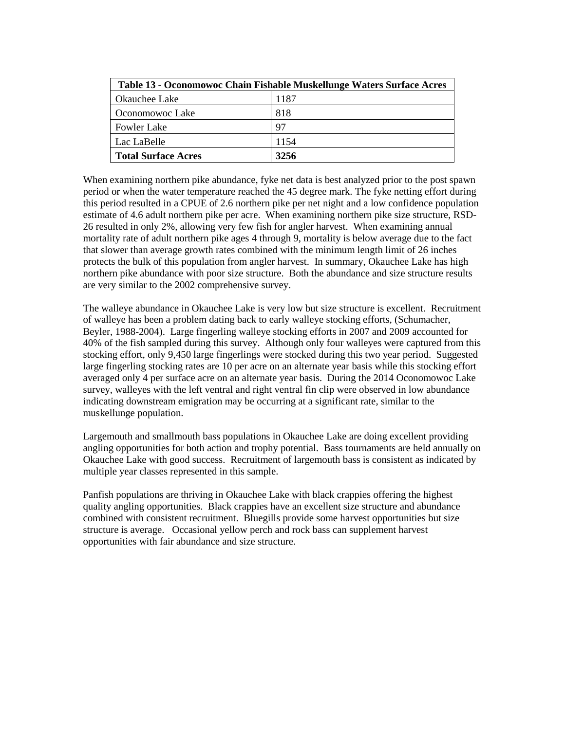| Table 13 - Oconomowoc Chain Fishable Muskellunge Waters Surface Acres | |
|---|---|
| Okauchee Lake | 1187 |
| Oconomowoc Lake | 818 |
| Fowler Lake | 97 |
| Lac LaBelle | 1154 |
| **Total Surface Acres** | **3256** |

When examining northern pike abundance, fyke net data is best analyzed prior to the post spawn period or when the water temperature reached the 45 degree mark. The fyke netting effort during this period resulted in a CPUE of 2.6 northern pike per net night and a low confidence population estimate of 4.6 adult northern pike per acre. When examining northern pike size structure, RSD-26 resulted in only 2%, allowing very few fish for angler harvest. When examining annual mortality rate of adult northern pike ages 4 through 9, mortality is below average due to the fact that slower than average growth rates combined with the minimum length limit of 26 inches protects the bulk of this population from angler harvest. In summary, Okauchee Lake has high northern pike abundance with poor size structure. Both the abundance and size structure results are very similar to the 2002 comprehensive survey.

The walleye abundance in Okauchee Lake is very low but size structure is excellent. Recruitment of walleye has been a problem dating back to early walleye stocking efforts, (Schumacher, Beyler, 1988-2004). Large fingerling walleye stocking efforts in 2007 and 2009 accounted for 40% of the fish sampled during this survey. Although only four walleyes were captured from this stocking effort, only 9,450 large fingerlings were stocked during this two year period. Suggested large fingerling stocking rates are 10 per acre on an alternate year basis while this stocking effort averaged only 4 per surface acre on an alternate year basis. During the 2014 Oconomowoc Lake survey, walleyes with the left ventral and right ventral fin clip were observed in low abundance indicating downstream emigration may be occurring at a significant rate, similar to the muskellunge population.

Largemouth and smallmouth bass populations in Okauchee Lake are doing excellent providing angling opportunities for both action and trophy potential. Bass tournaments are held annually on Okauchee Lake with good success. Recruitment of largemouth bass is consistent as indicated by multiple year classes represented in this sample.

Panfish populations are thriving in Okauchee Lake with black crappies offering the highest quality angling opportunities. Black crappies have an excellent size structure and abundance combined with consistent recruitment. Bluegills provide some harvest opportunities but size structure is average. Occasional yellow perch and rock bass can supplement harvest opportunities with fair abundance and size structure.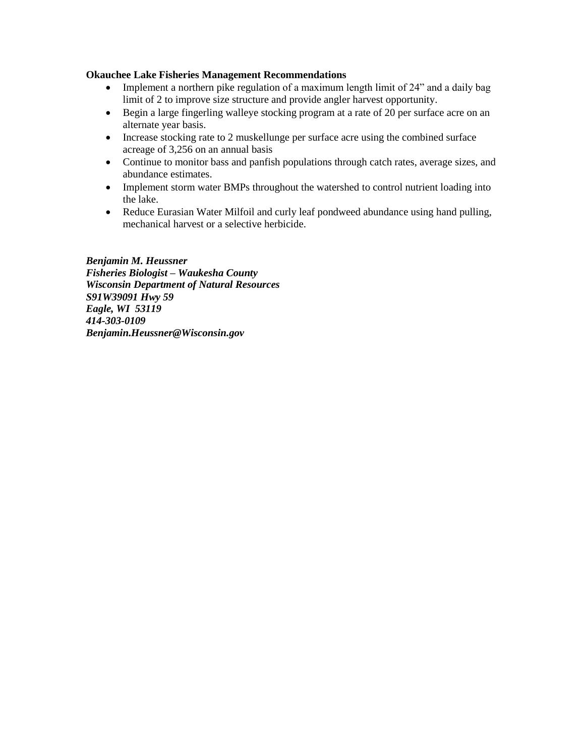**Okauchee Lake Fisheries Management Recommendations**

- Implement a northern pike regulation of a maximum length limit of 24" and a daily bag limit of 2 to improve size structure and provide angler harvest opportunity.
- Begin a large fingerling walleye stocking program at a rate of 20 per surface acre on an alternate year basis.
- Increase stocking rate to 2 muskellunge per surface acre using the combined surface acreage of 3,256 on an annual basis
- Continue to monitor bass and panfish populations through catch rates, average sizes, and abundance estimates.
- Implement storm water BMPs throughout the watershed to control nutrient loading into the lake.
- Reduce Eurasian Water Milfoil and curly leaf pondweed abundance using hand pulling, mechanical harvest or a selective herbicide.

***Benjamin M. Heussner***
***Fisheries Biologist – Waukesha County***
***Wisconsin Department of Natural Resources***
***S91W39091 Hwy 59***
***Eagle, WI 53119***
***414-303-0109***
***Benjamin.Heussner@Wisconsin.gov***